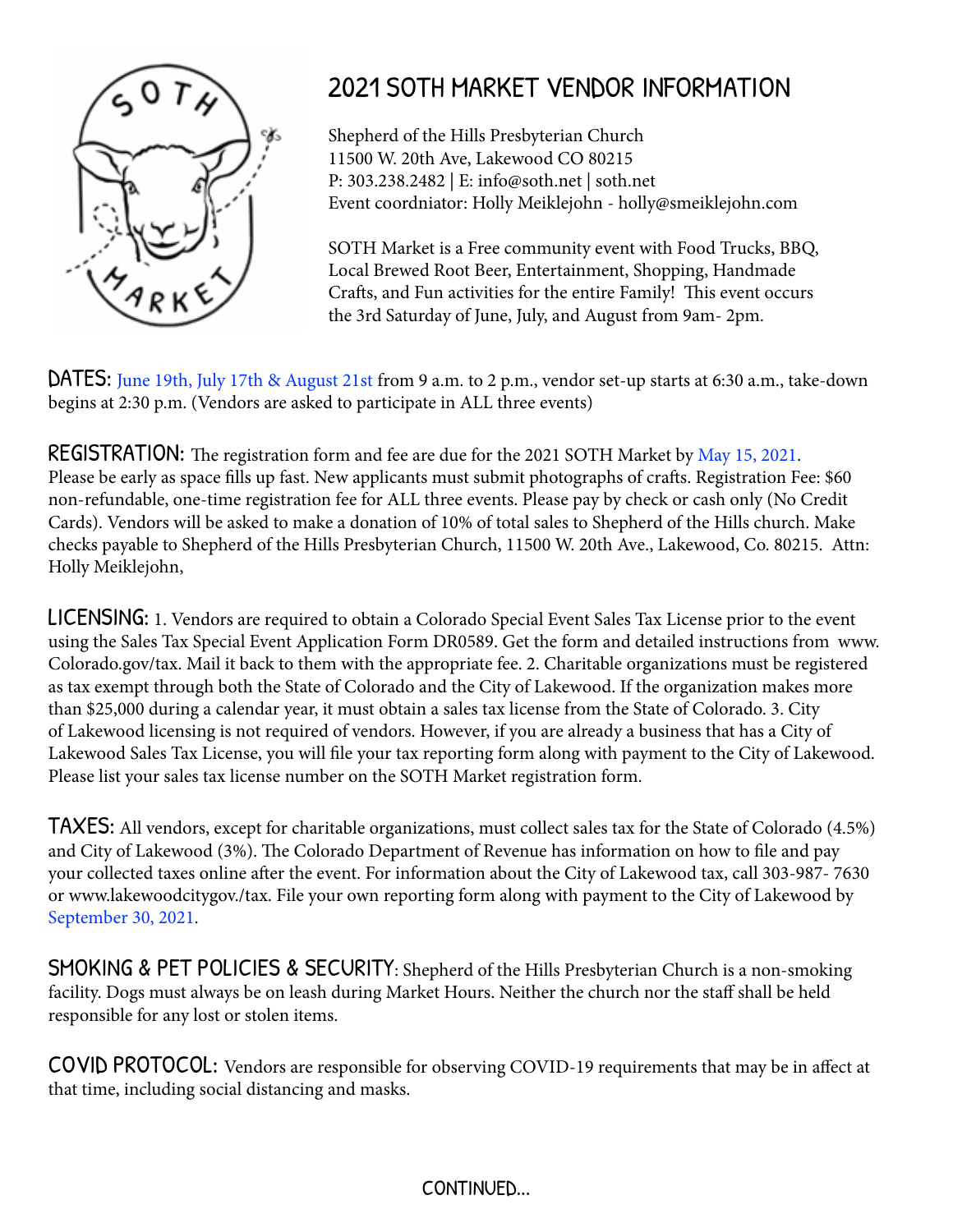# 2021 SOTH MARKET VENDOR INFORMATION

Shepherd of the Hills Presbyterian Church
11500 W. 20th Ave, Lakewood CO 80215
P: 303.238.2482 | E: info@soth.net | soth.net
Event coordniator: Holly Meiklejohn - holly@smeiklejohn.com

SOTH Market is a Free community event with Food Trucks, BBQ, Local Brewed Root Beer, Entertainment, Shopping, Handmade Crafts, and Fun activities for the entire Family! This event occurs the 3rd Saturday of June, July, and August from 9am- 2pm.

**DATES:** June 19th, July 17th & August 21st from 9 a.m. to 2 p.m., vendor set-up starts at 6:30 a.m., take-down begins at 2:30 p.m. (Vendors are asked to participate in ALL three events)

**REGISTRATION:** The registration form and fee are due for the 2021 SOTH Market by May 15, 2021. Please be early as space fills up fast. New applicants must submit photographs of crafts. Registration Fee: $60 non-refundable, one-time registration fee for ALL three events. Please pay by check or cash only (No Credit Cards). Vendors will be asked to make a donation of 10% of total sales to Shepherd of the Hills church. Make checks payable to Shepherd of the Hills Presbyterian Church, 11500 W. 20th Ave., Lakewood, Co. 80215. Attn: Holly Meiklejohn,

**LICENSING:** 1. Vendors are required to obtain a Colorado Special Event Sales Tax License prior to the event using the Sales Tax Special Event Application Form DR0589. Get the form and detailed instructions from www. Colorado.gov/tax. Mail it back to them with the appropriate fee. 2. Charitable organizations must be registered as tax exempt through both the State of Colorado and the City of Lakewood. If the organization makes more than $25,000 during a calendar year, it must obtain a sales tax license from the State of Colorado. 3. City of Lakewood licensing is not required of vendors. However, if you are already a business that has a City of Lakewood Sales Tax License, you will file your tax reporting form along with payment to the City of Lakewood. Please list your sales tax license number on the SOTH Market registration form.

**TAXES:** All vendors, except for charitable organizations, must collect sales tax for the State of Colorado (4.5%) and City of Lakewood (3%). The Colorado Department of Revenue has information on how to file and pay your collected taxes online after the event. For information about the City of Lakewood tax, call 303-987- 7630 or www.lakewoodcitygov./tax. File your own reporting form along with payment to the City of Lakewood by September 30, 2021.

**SMOKING & PET POLICIES & SECURITY**: Shepherd of the Hills Presbyterian Church is a non-smoking facility. Dogs must always be on leash during Market Hours. Neither the church nor the staff shall be held responsible for any lost or stolen items.

**COVID PROTOCOL:** Vendors are responsible for observing COVID-19 requirements that may be in affect at that time, including social distancing and masks.

CONTINUED...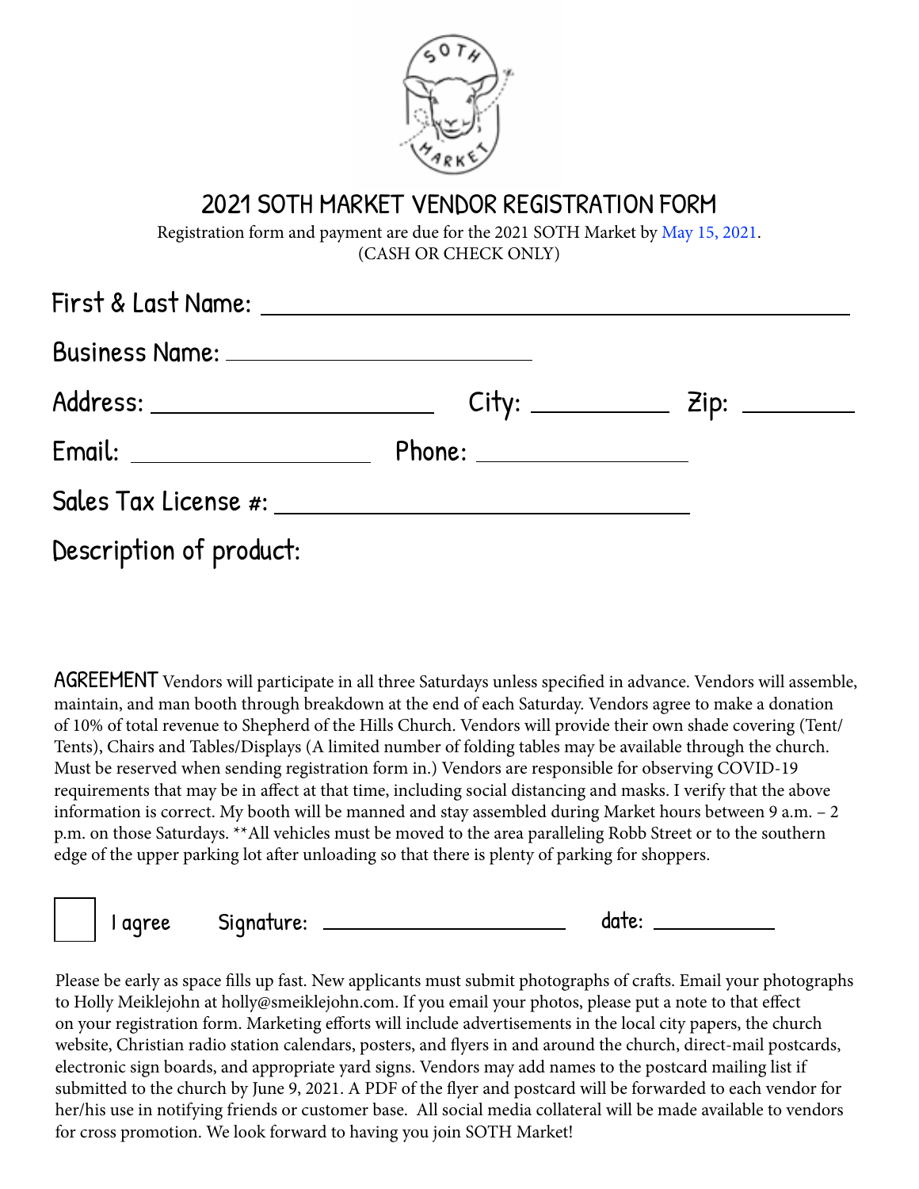SOTH MARKET

# 2021 SOTH MARKET VENDOR REGISTRATION FORM

Registration form and payment are due for the 2021 SOTH Market by May 15, 2021.
(CASH OR CHECK ONLY)

First & Last Name: ______________________________________________

Business Name: ________________________

Address: ______________________ City: __________ Zip: ________

Email: ___________________ Phone: ________________

Sales Tax License #: _____________________________

Description of product:

**AGREEMENT** Vendors will participate in all three Saturdays unless specified in advance. Vendors will assemble, maintain, and man booth through breakdown at the end of each Saturday. Vendors agree to make a donation of 10% of total revenue to Shepherd of the Hills Church. Vendors will provide their own shade covering (Tent/ Tents), Chairs and Tables/Displays (A limited number of folding tables may be available through the church. Must be reserved when sending registration form in.) Vendors are responsible for observing COVID-19 requirements that may be in affect at that time, including social distancing and masks. I verify that the above information is correct. My booth will be manned and stay assembled during Market hours between 9 a.m. – 2 p.m. on those Saturdays. **All vehicles must be moved to the area paralleling Robb Street or to the southern edge of the upper parking lot after unloading so that there is plenty of parking for shoppers.

☐ I agree Signature: ____________________ date: __________

Please be early as space fills up fast. New applicants must submit photographs of crafts. Email your photographs to Holly Meiklejohn at holly@smeiklejohn.com. If you email your photos, please put a note to that effect on your registration form. Marketing efforts will include advertisements in the local city papers, the church website, Christian radio station calendars, posters, and flyers in and around the church, direct-mail postcards, electronic sign boards, and appropriate yard signs. Vendors may add names to the postcard mailing list if submitted to the church by June 9, 2021. A PDF of the flyer and postcard will be forwarded to each vendor for her/his use in notifying friends or customer base. All social media collateral will be made available to vendors for cross promotion. We look forward to having you join SOTH Market!